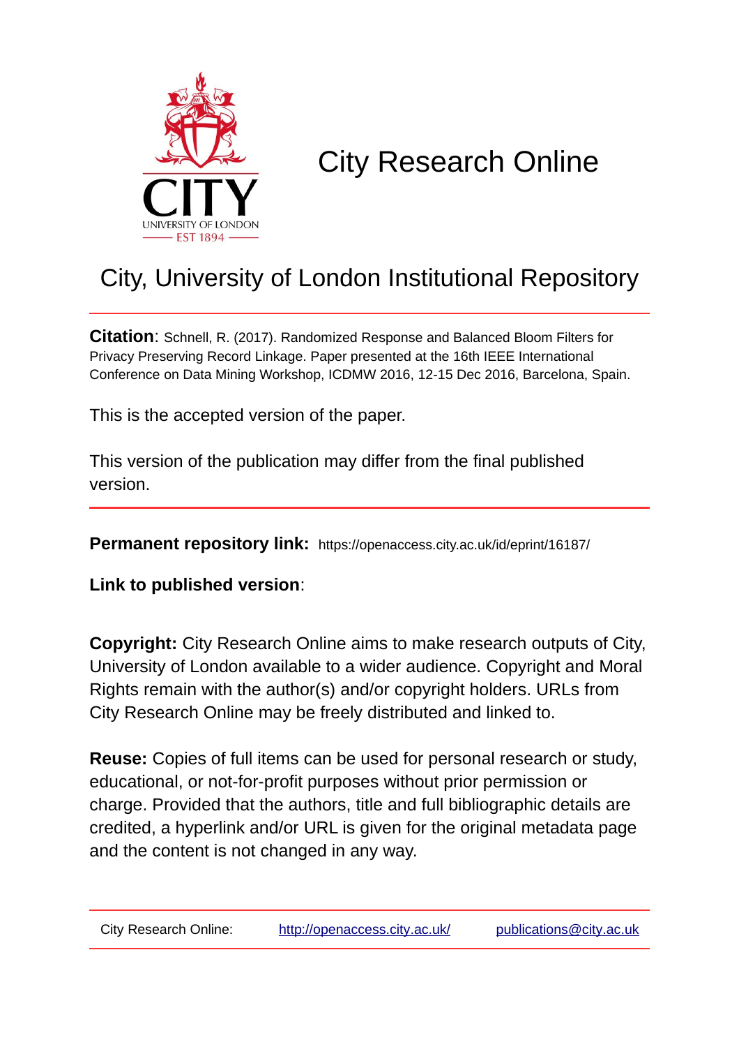# City Research Online

## City, University of London Institutional Repository

**Citation**: Schnell, R. (2017). Randomized Response and Balanced Bloom Filters for Privacy Preserving Record Linkage. Paper presented at the 16th IEEE International Conference on Data Mining Workshop, ICDMW 2016, 12-15 Dec 2016, Barcelona, Spain.

This is the accepted version of the paper.

This version of the publication may differ from the final published version.

**Permanent repository link:** https://openaccess.city.ac.uk/id/eprint/16187/

**Link to published version**:

**Copyright:** City Research Online aims to make research outputs of City, University of London available to a wider audience. Copyright and Moral Rights remain with the author(s) and/or copyright holders. URLs from City Research Online may be freely distributed and linked to.

**Reuse:** Copies of full items can be used for personal research or study, educational, or not-for-profit purposes without prior permission or charge. Provided that the authors, title and full bibliographic details are credited, a hyperlink and/or URL is given for the original metadata page and the content is not changed in any way.

City Research Online: http://openaccess.city.ac.uk/ publications@city.ac.uk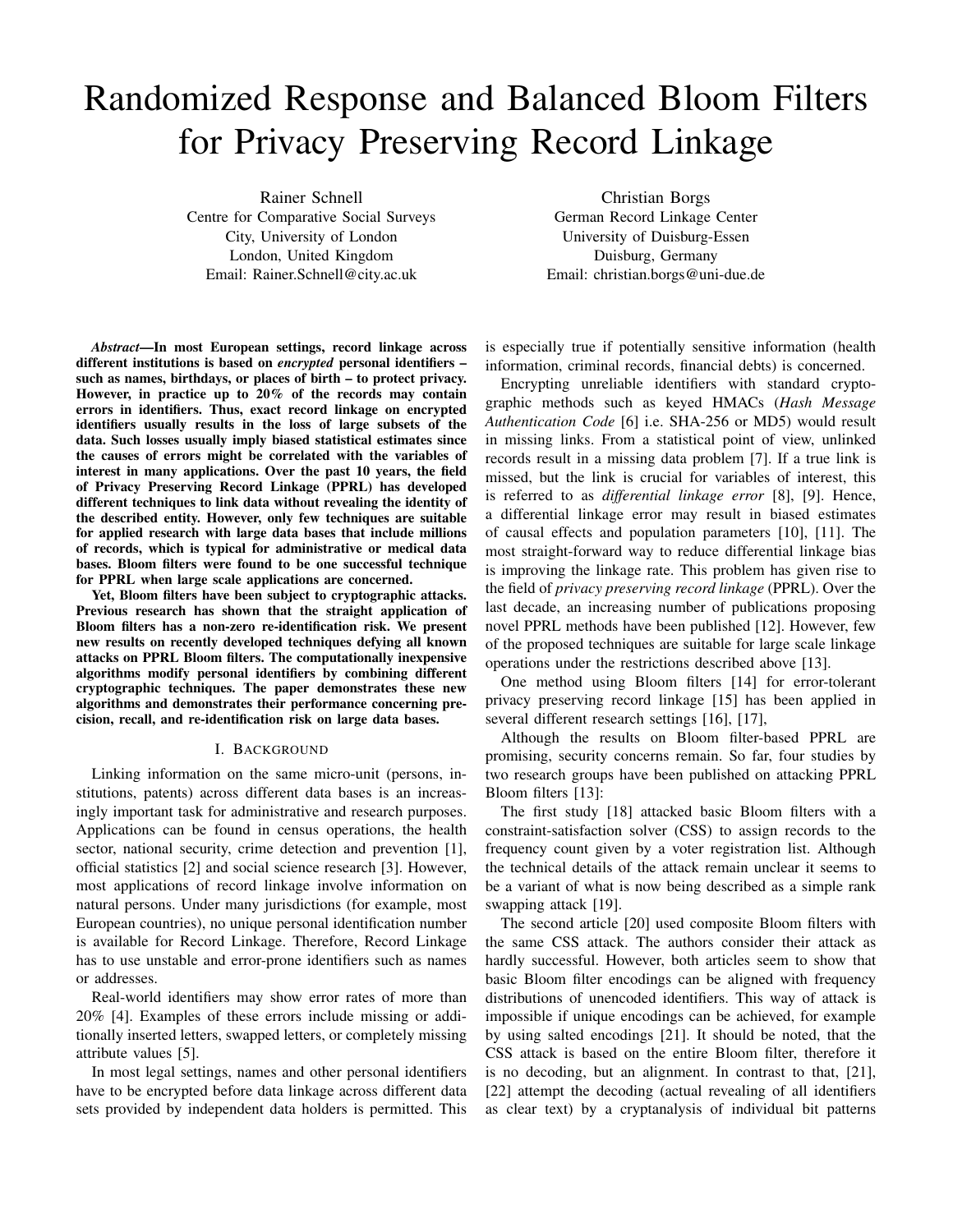# Randomized Response and Balanced Bloom Filters for Privacy Preserving Record Linkage

Rainer Schnell
Centre for Comparative Social Surveys
City, University of London
London, United Kingdom
Email: Rainer.Schnell@city.ac.uk

Christian Borgs
German Record Linkage Center
University of Duisburg-Essen
Duisburg, Germany
Email: christian.borgs@uni-due.de

***Abstract*—In most European settings, record linkage across different institutions is based on *encrypted* personal identifiers – such as names, birthdays, or places of birth – to protect privacy. However, in practice up to 20% of the records may contain errors in identifiers. Thus, exact record linkage on encrypted identifiers usually results in the loss of large subsets of the data. Such losses usually imply biased statistical estimates since the causes of errors might be correlated with the variables of interest in many applications. Over the past 10 years, the field of Privacy Preserving Record Linkage (PPRL) has developed different techniques to link data without revealing the identity of the described entity. However, only few techniques are suitable for applied research with large data bases that include millions of records, which is typical for administrative or medical data bases. Bloom filters were found to be one successful technique for PPRL when large scale applications are concerned.**

**Yet, Bloom filters have been subject to cryptographic attacks. Previous research has shown that the straight application of Bloom filters has a non-zero re-identification risk. We present new results on recently developed techniques defying all known attacks on PPRL Bloom filters. The computationally inexpensive algorithms modify personal identifiers by combining different cryptographic techniques. The paper demonstrates these new algorithms and demonstrates their performance concerning precision, recall, and re-identification risk on large data bases.**

## I. Background

Linking information on the same micro-unit (persons, institutions, patents) across different data bases is an increasingly important task for administrative and research purposes. Applications can be found in census operations, the health sector, national security, crime detection and prevention [1], official statistics [2] and social science research [3]. However, most applications of record linkage involve information on natural persons. Under many jurisdictions (for example, most European countries), no unique personal identification number is available for Record Linkage. Therefore, Record Linkage has to use unstable and error-prone identifiers such as names or addresses.

Real-world identifiers may show error rates of more than 20% [4]. Examples of these errors include missing or additionally inserted letters, swapped letters, or completely missing attribute values [5].

In most legal settings, names and other personal identifiers have to be encrypted before data linkage across different data sets provided by independent data holders is permitted. This is especially true if potentially sensitive information (health information, criminal records, financial debts) is concerned.

Encrypting unreliable identifiers with standard cryptographic methods such as keyed HMACs (*Hash Message Authentication Code* [6] i.e. SHA-256 or MD5) would result in missing links. From a statistical point of view, unlinked records result in a missing data problem [7]. If a true link is missed, but the link is crucial for variables of interest, this is referred to as *differential linkage error* [8], [9]. Hence, a differential linkage error may result in biased estimates of causal effects and population parameters [10], [11]. The most straight-forward way to reduce differential linkage bias is improving the linkage rate. This problem has given rise to the field of *privacy preserving record linkage* (PPRL). Over the last decade, an increasing number of publications proposing novel PPRL methods have been published [12]. However, few of the proposed techniques are suitable for large scale linkage operations under the restrictions described above [13].

One method using Bloom filters [14] for error-tolerant privacy preserving record linkage [15] has been applied in several different research settings [16], [17],

Although the results on Bloom filter-based PPRL are promising, security concerns remain. So far, four studies by two research groups have been published on attacking PPRL Bloom filters [13]:

The first study [18] attacked basic Bloom filters with a constraint-satisfaction solver (CSS) to assign records to the frequency count given by a voter registration list. Although the technical details of the attack remain unclear it seems to be a variant of what is now being described as a simple rank swapping attack [19].

The second article [20] used composite Bloom filters with the same CSS attack. The authors consider their attack as hardly successful. However, both articles seem to show that basic Bloom filter encodings can be aligned with frequency distributions of unencoded identifiers. This way of attack is impossible if unique encodings can be achieved, for example by using salted encodings [21]. It should be noted, that the CSS attack is based on the entire Bloom filter, therefore it is no decoding, but an alignment. In contrast to that, [21], [22] attempt the decoding (actual revealing of all identifiers as clear text) by a cryptanalysis of individual bit patterns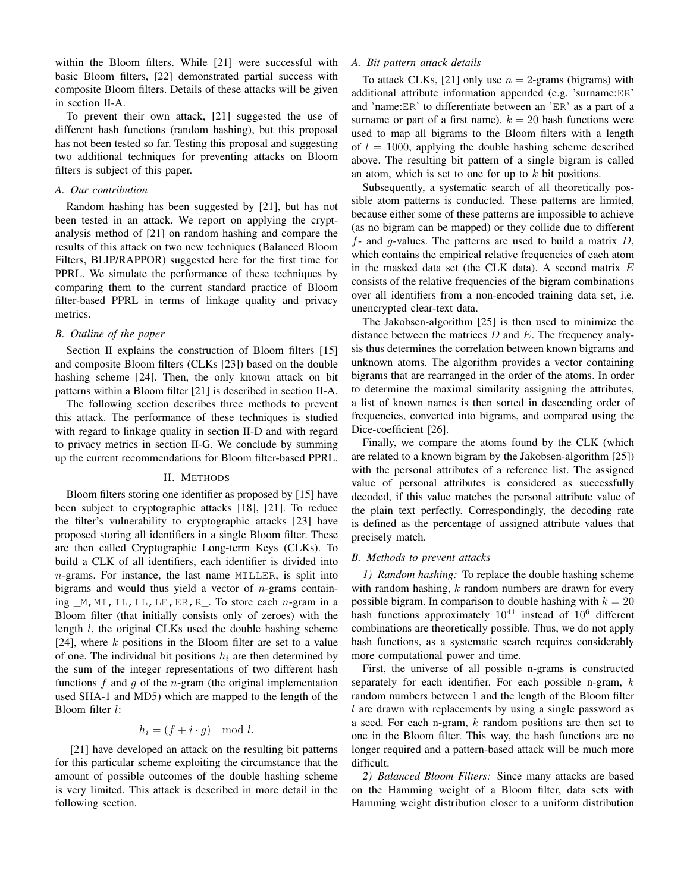within the Bloom filters. While [21] were successful with basic Bloom filters, [22] demonstrated partial success with composite Bloom filters. Details of these attacks will be given in section II-A.

To prevent their own attack, [21] suggested the use of different hash functions (random hashing), but this proposal has not been tested so far. Testing this proposal and suggesting two additional techniques for preventing attacks on Bloom filters is subject of this paper.

### A. Our contribution

Random hashing has been suggested by [21], but has not been tested in an attack. We report on applying the cryptanalysis method of [21] on random hashing and compare the results of this attack on two new techniques (Balanced Bloom Filters, BLIP/RAPPOR) suggested here for the first time for PPRL. We simulate the performance of these techniques by comparing them to the current standard practice of Bloom filter-based PPRL in terms of linkage quality and privacy metrics.

### B. Outline of the paper

Section II explains the construction of Bloom filters [15] and composite Bloom filters (CLKs [23]) based on the double hashing scheme [24]. Then, the only known attack on bit patterns within a Bloom filter [21] is described in section II-A.

The following section describes three methods to prevent this attack. The performance of these techniques is studied with regard to linkage quality in section II-D and with regard to privacy metrics in section II-G. We conclude by summing up the current recommendations for Bloom filter-based PPRL.

## II. Methods

Bloom filters storing one identifier as proposed by [15] have been subject to cryptographic attacks [18], [21]. To reduce the filter's vulnerability to cryptographic attacks [23] have proposed storing all identifiers in a single Bloom filter. These are then called Cryptographic Long-term Keys (CLKs). To build a CLK of all identifiers, each identifier is divided into $n$-grams. For instance, the last name `MILLER`, is split into bigrams and would thus yield a vector of $n$-grams containing `_M`, `MI`, `IL`, `LL`, `LE`, `ER`, `R_`. To store each $n$-gram in a Bloom filter (that initially consists only of zeroes) with the length $l$, the original CLKs used the double hashing scheme [24], where $k$ positions in the Bloom filter are set to a value of one. The individual bit positions $h_i$ are then determined by the sum of the integer representations of two different hash functions $f$ and $g$ of the $n$-gram (the original implementation used SHA-1 and MD5) which are mapped to the length of the Bloom filter $l$:

$$h_i = (f + i \cdot g) \mod l.$$

[21] have developed an attack on the resulting bit patterns for this particular scheme exploiting the circumstance that the amount of possible outcomes of the double hashing scheme is very limited. This attack is described in more detail in the following section.

### A. Bit pattern attack details

To attack CLKs, [21] only use $n = 2$-grams (bigrams) with additional attribute information appended (e.g. 'surname:`ER`' and 'name:`ER`' to differentiate between an '`ER`' as a part of a surname or part of a first name). $k = 20$ hash functions were used to map all bigrams to the Bloom filters with a length of $l = 1000$, applying the double hashing scheme described above. The resulting bit pattern of a single bigram is called an atom, which is set to one for up to $k$ bit positions.

Subsequently, a systematic search of all theoretically possible atom patterns is conducted. These patterns are limited, because either some of these patterns are impossible to achieve (as no bigram can be mapped) or they collide due to different $f$- and $g$-values. The patterns are used to build a matrix $D$, which contains the empirical relative frequencies of each atom in the masked data set (the CLK data). A second matrix $E$ consists of the relative frequencies of the bigram combinations over all identifiers from a non-encoded training data set, i.e. unencrypted clear-text data.

The Jakobsen-algorithm [25] is then used to minimize the distance between the matrices $D$ and $E$. The frequency analysis thus determines the correlation between known bigrams and unknown atoms. The algorithm provides a vector containing bigrams that are rearranged in the order of the atoms. In order to determine the maximal similarity assigning the attributes, a list of known names is then sorted in descending order of frequencies, converted into bigrams, and compared using the Dice-coefficient [26].

Finally, we compare the atoms found by the CLK (which are related to a known bigram by the Jakobsen-algorithm [25]) with the personal attributes of a reference list. The assigned value of personal attributes is considered as successfully decoded, if this value matches the personal attribute value of the plain text perfectly. Correspondingly, the decoding rate is defined as the percentage of assigned attribute values that precisely match.

### B. Methods to prevent attacks

*1) Random hashing:* To replace the double hashing scheme with random hashing, $k$ random numbers are drawn for every possible bigram. In comparison to double hashing with $k = 20$ hash functions approximately $10^{41}$ instead of $10^6$ different combinations are theoretically possible. Thus, we do not apply hash functions, as a systematic search requires considerably more computational power and time.

First, the universe of all possible n-grams is constructed separately for each identifier. For each possible n-gram, $k$ random numbers between 1 and the length of the Bloom filter $l$ are drawn with replacements by using a single password as a seed. For each n-gram, $k$ random positions are then set to one in the Bloom filter. This way, the hash functions are no longer required and a pattern-based attack will be much more difficult.

*2) Balanced Bloom Filters:* Since many attacks are based on the Hamming weight of a Bloom filter, data sets with Hamming weight distribution closer to a uniform distribution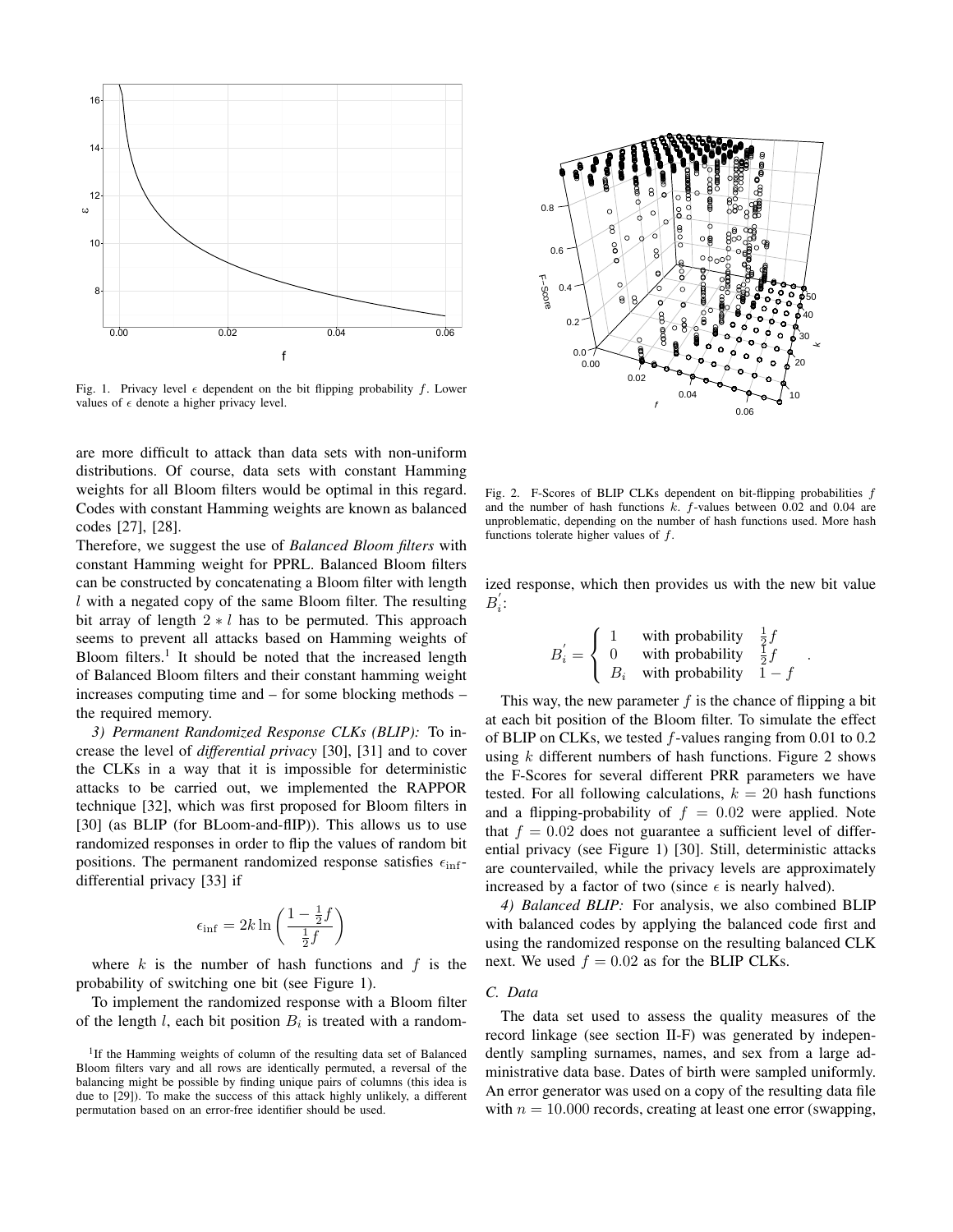Fig. 1. Privacy level $\epsilon$ dependent on the bit flipping probability $f$. Lower values of $\epsilon$ denote a higher privacy level.

Fig. 2. F-Scores of BLIP CLKs dependent on bit-flipping probabilities $f$ and the number of hash functions $k$. $f$-values between 0.02 and 0.04 are unproblematic, depending on the number of hash functions used. More hash functions tolerate higher values of $f$.

are more difficult to attack than data sets with non-uniform distributions. Of course, data sets with constant Hamming weights for all Bloom filters would be optimal in this regard. Codes with constant Hamming weights are known as balanced codes [27], [28].

Therefore, we suggest the use of *Balanced Bloom filters* with constant Hamming weight for PPRL. Balanced Bloom filters can be constructed by concatenating a Bloom filter with length $l$ with a negated copy of the same Bloom filter. The resulting bit array of length $2 * l$ has to be permuted. This approach seems to prevent all attacks based on Hamming weights of Bloom filters.[1] It should be noted that the increased length of Balanced Bloom filters and their constant hamming weight increases computing time and – for some blocking methods – the required memory.

*3) Permanent Randomized Response CLKs (BLIP):* To increase the level of *differential privacy* [30], [31] and to cover the CLKs in a way that it is impossible for deterministic attacks to be carried out, we implemented the RAPPOR technique [32], which was first proposed for Bloom filters in [30] (as BLIP (for BLoom-and-flIP)). This allows us to use randomized responses in order to flip the values of random bit positions. The permanent randomized response satisfies $\epsilon_{\text{inf}}$-differential privacy [33] if

$$\epsilon_{\text{inf}} = 2k \ln \left( \frac{1 - \frac{1}{2}f}{\frac{1}{2}f} \right)$$

where $k$ is the number of hash functions and $f$ is the probability of switching one bit (see Figure 1).

To implement the randomized response with a Bloom filter of the length $l$, each bit position $B_i$ is treated with a randomized response, which then provides us with the new bit value $B_i^{'}$:

$$B_i^{'} = \begin{cases} 1 & \text{with probability} \quad \frac{1}{2}f \\ 0 & \text{with probability} \quad \frac{1}{2}f \\ B_i & \text{with probability} \quad 1 - f \end{cases} .$$

This way, the new parameter $f$ is the chance of flipping a bit at each bit position of the Bloom filter. To simulate the effect of BLIP on CLKs, we tested $f$-values ranging from 0.01 to 0.2 using $k$ different numbers of hash functions. Figure 2 shows the F-Scores for several different PRR parameters we have tested. For all following calculations, $k = 20$ hash functions and a flipping-probability of $f = 0.02$ were applied. Note that $f = 0.02$ does not guarantee a sufficient level of differential privacy (see Figure 1) [30]. Still, deterministic attacks are countervailed, while the privacy levels are approximately increased by a factor of two (since $\epsilon$ is nearly halved).

*4) Balanced BLIP:* For analysis, we also combined BLIP with balanced codes by applying the balanced code first and using the randomized response on the resulting balanced CLK next. We used $f = 0.02$ as for the BLIP CLKs.

### C. Data

The data set used to assess the quality measures of the record linkage (see section II-F) was generated by independently sampling surnames, names, and sex from a large administrative data base. Dates of birth were sampled uniformly. An error generator was used on a copy of the resulting data file with $n = 10.000$ records, creating at least one error (swapping,

[1] If the Hamming weights of column of the resulting data set of Balanced Bloom filters vary and all rows are identically permuted, a reversal of the balancing might be possible by finding unique pairs of columns (this idea is due to [29]). To make the success of this attack highly unlikely, a different permutation based on an error-free identifier should be used.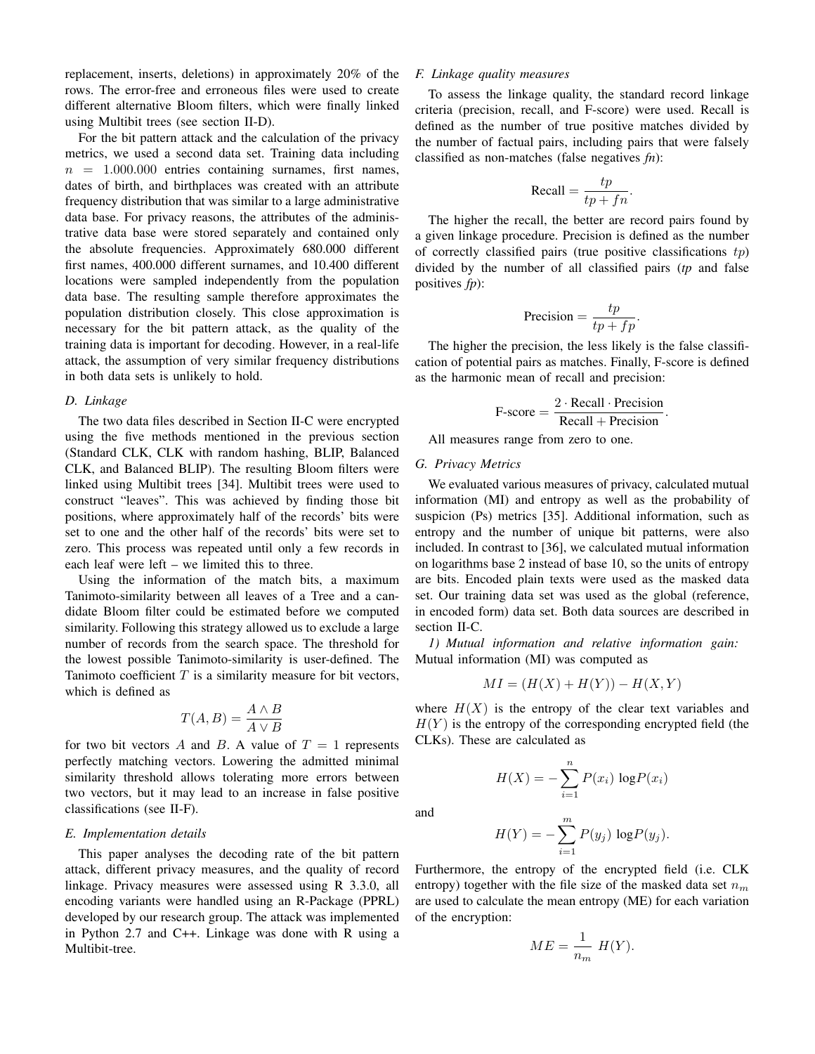replacement, inserts, deletions) in approximately 20% of the rows. The error-free and erroneous files were used to create different alternative Bloom filters, which were finally linked using Multibit trees (see section II-D).

For the bit pattern attack and the calculation of the privacy metrics, we used a second data set. Training data including $n = 1.000.000$ entries containing surnames, first names, dates of birth, and birthplaces was created with an attribute frequency distribution that was similar to a large administrative data base. For privacy reasons, the attributes of the administrative data base were stored separately and contained only the absolute frequencies. Approximately 680.000 different first names, 400.000 different surnames, and 10.400 different locations were sampled independently from the population data base. The resulting sample therefore approximates the population distribution closely. This close approximation is necessary for the bit pattern attack, as the quality of the training data is important for decoding. However, in a real-life attack, the assumption of very similar frequency distributions in both data sets is unlikely to hold.

### D. Linkage

The two data files described in Section II-C were encrypted using the five methods mentioned in the previous section (Standard CLK, CLK with random hashing, BLIP, Balanced CLK, and Balanced BLIP). The resulting Bloom filters were linked using Multibit trees [34]. Multibit trees were used to construct "leaves". This was achieved by finding those bit positions, where approximately half of the records' bits were set to one and the other half of the records' bits were set to zero. This process was repeated until only a few records in each leaf were left – we limited this to three.

Using the information of the match bits, a maximum Tanimoto-similarity between all leaves of a Tree and a candidate Bloom filter could be estimated before we computed similarity. Following this strategy allowed us to exclude a large number of records from the search space. The threshold for the lowest possible Tanimoto-similarity is user-defined. The Tanimoto coefficient $T$ is a similarity measure for bit vectors, which is defined as

$$T(A, B) = \frac{A \wedge B}{A \vee B}$$

for two bit vectors $A$ and $B$. A value of $T = 1$ represents perfectly matching vectors. Lowering the admitted minimal similarity threshold allows tolerating more errors between two vectors, but it may lead to an increase in false positive classifications (see II-F).

### E. Implementation details

This paper analyses the decoding rate of the bit pattern attack, different privacy measures, and the quality of record linkage. Privacy measures were assessed using R 3.3.0, all encoding variants were handled using an R-Package (PPRL) developed by our research group. The attack was implemented in Python 2.7 and C++. Linkage was done with R using a Multibit-tree.

### F. Linkage quality measures

To assess the linkage quality, the standard record linkage criteria (precision, recall, and F-score) were used. Recall is defined as the number of true positive matches divided by the number of factual pairs, including pairs that were falsely classified as non-matches (false negatives *fn*):

$$\text{Recall} = \frac{tp}{tp + fn}.$$

The higher the recall, the better are record pairs found by a given linkage procedure. Precision is defined as the number of correctly classified pairs (true positive classifications $tp$) divided by the number of all classified pairs (*tp* and false positives *fp*):

$$\text{Precision} = \frac{tp}{tp + fp}.$$

The higher the precision, the less likely is the false classification of potential pairs as matches. Finally, F-score is defined as the harmonic mean of recall and precision:

$$\text{F-score} = \frac{2 \cdot \text{Recall} \cdot \text{Precision}}{\text{Recall} + \text{Precision}}.$$

All measures range from zero to one.

### G. Privacy Metrics

We evaluated various measures of privacy, calculated mutual information (MI) and entropy as well as the probability of suspicion (Ps) metrics [35]. Additional information, such as entropy and the number of unique bit patterns, were also included. In contrast to [36], we calculated mutual information on logarithms base 2 instead of base 10, so the units of entropy are bits. Encoded plain texts were used as the masked data set. Our training data set was used as the global (reference, in encoded form) data set. Both data sources are described in section II-C.

*1) Mutual information and relative information gain:* Mutual information (MI) was computed as

$$MI = (H(X) + H(Y)) - H(X, Y)$$

where $H(X)$ is the entropy of the clear text variables and $H(Y)$ is the entropy of the corresponding encrypted field (the CLKs). These are calculated as

$$H(X) = -\sum_{i=1}^{n} P(x_i) \, \log P(x_i)$$

and

$$H(Y) = -\sum_{i=1}^{m} P(y_j) \, \log P(y_j).$$

Furthermore, the entropy of the encrypted field (i.e. CLK entropy) together with the file size of the masked data set $n_m$ are used to calculate the mean entropy (ME) for each variation of the encryption:

$$ME = \frac{1}{n_m} \, H(Y).$$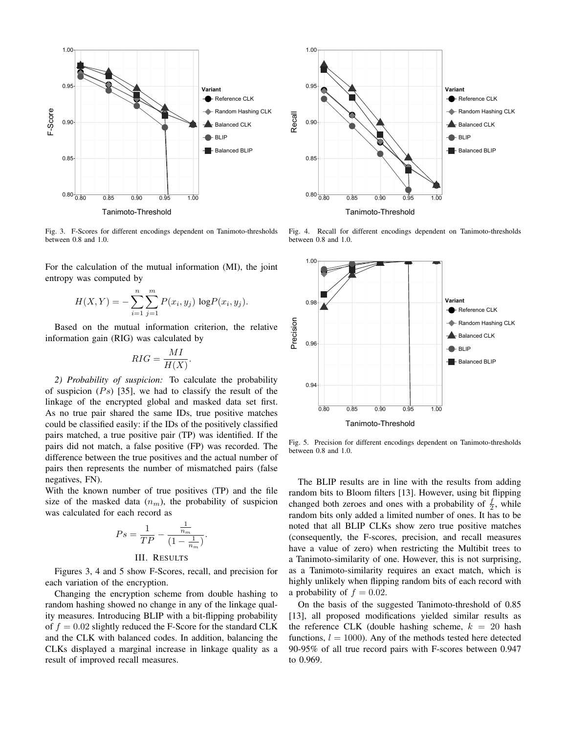Fig. 3. F-Scores for different encodings dependent on Tanimoto-thresholds between 0.8 and 1.0.

Fig. 4. Recall for different encodings dependent on Tanimoto-thresholds between 0.8 and 1.0.

For the calculation of the mutual information (MI), the joint entropy was computed by

$$H(X,Y) = -\sum_{i=1}^{n}\sum_{j=1}^{m} P(x_i, y_j)\ \log P(x_i, y_j).$$

Based on the mutual information criterion, the relative information gain (RIG) was calculated by

$$RIG = \frac{MI}{H(X)}.$$

*2) Probability of suspicion:* To calculate the probability of suspicion ($Ps$) [35], we had to classify the result of the linkage of the encrypted global and masked data set first. As no true pair shared the same IDs, true positive matches could be classified easily: if the IDs of the positively classified pairs matched, a true positive pair (TP) was identified. If the pairs did not match, a false positive (FP) was recorded. The difference between the true positives and the actual number of pairs then represents the number of mismatched pairs (false negatives, FN).

With the known number of true positives (TP) and the file size of the masked data ($n_m$), the probability of suspicion was calculated for each record as

$$Ps = \frac{1}{TP} - \frac{\frac{1}{n_m}}{(1 - \frac{1}{n_m})}.$$

## III. Results

Figures 3, 4 and 5 show F-Scores, recall, and precision for each variation of the encryption.

Changing the encryption scheme from double hashing to random hashing showed no change in any of the linkage quality measures. Introducing BLIP with a bit-flipping probability of $f = 0.02$ slightly reduced the F-Score for the standard CLK and the CLK with balanced codes. In addition, balancing the CLKs displayed a marginal increase in linkage quality as a result of improved recall measures.

Fig. 5. Precision for different encodings dependent on Tanimoto-thresholds between 0.8 and 1.0.

The BLIP results are in line with the results from adding random bits to Bloom filters [13]. However, using bit flipping changed both zeroes and ones with a probability of $\frac{f}{2}$, while random bits only added a limited number of ones. It has to be noted that all BLIP CLKs show zero true positive matches (consequently, the F-scores, precision, and recall measures have a value of zero) when restricting the Multibit trees to a Tanimoto-similarity of one. However, this is not surprising, as a Tanimoto-similarity requires an exact match, which is highly unlikely when flipping random bits of each record with a probability of $f = 0.02$.

On the basis of the suggested Tanimoto-threshold of 0.85 [13], all proposed modifications yielded similar results as the reference CLK (double hashing scheme, $k = 20$ hash functions, $l = 1000$). Any of the methods tested here detected 90-95% of all true record pairs with F-scores between 0.947 to 0.969.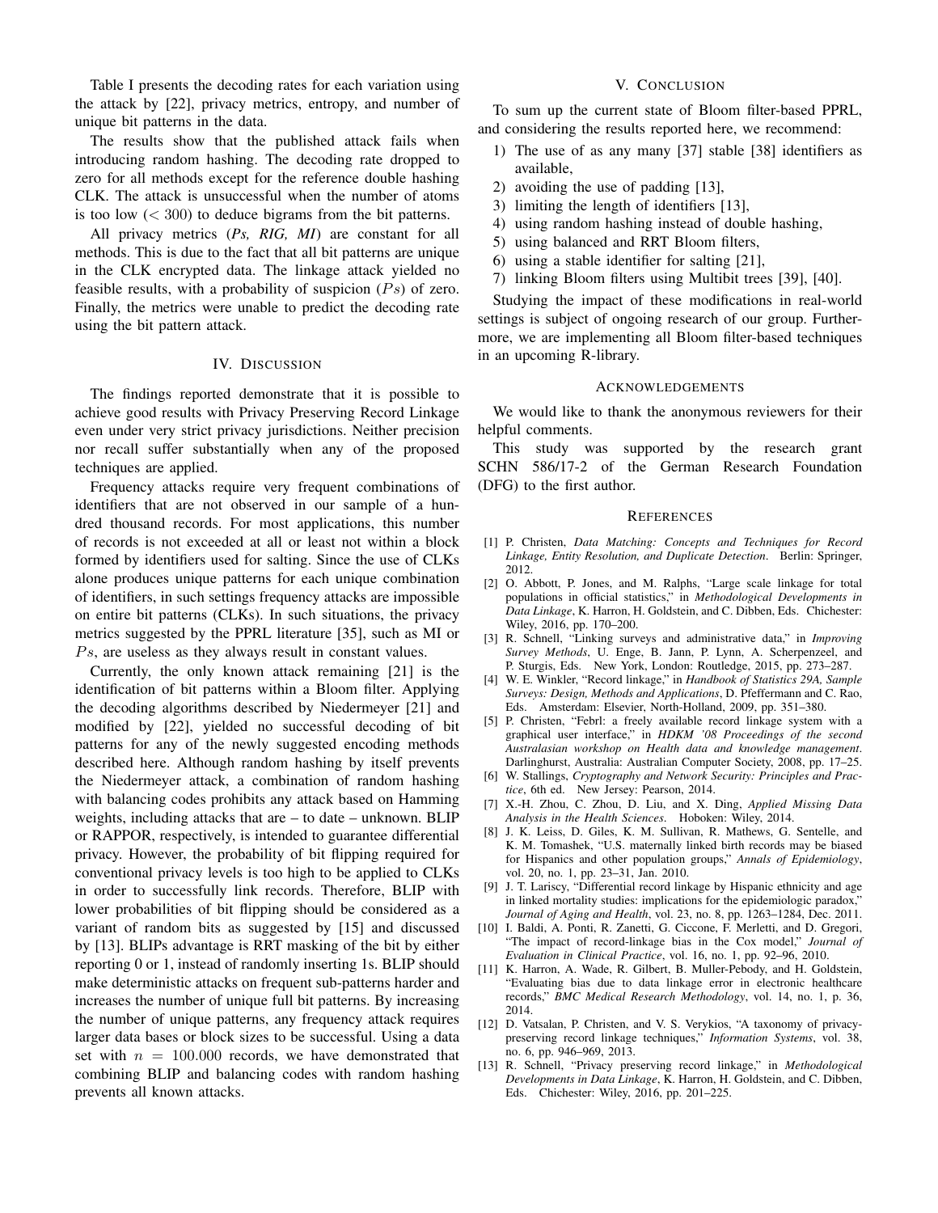Table I presents the decoding rates for each variation using the attack by [22], privacy metrics, entropy, and number of unique bit patterns in the data.

The results show that the published attack fails when introducing random hashing. The decoding rate dropped to zero for all methods except for the reference double hashing CLK. The attack is unsuccessful when the number of atoms is too low ($< 300$) to deduce bigrams from the bit patterns.

All privacy metrics (*Ps, RIG, MI*) are constant for all methods. This is due to the fact that all bit patterns are unique in the CLK encrypted data. The linkage attack yielded no feasible results, with a probability of suspicion ($Ps$) of zero. Finally, the metrics were unable to predict the decoding rate using the bit pattern attack.

## IV. Discussion

The findings reported demonstrate that it is possible to achieve good results with Privacy Preserving Record Linkage even under very strict privacy jurisdictions. Neither precision nor recall suffer substantially when any of the proposed techniques are applied.

Frequency attacks require very frequent combinations of identifiers that are not observed in our sample of a hundred thousand records. For most applications, this number of records is not exceeded at all or least not within a block formed by identifiers used for salting. Since the use of CLKs alone produces unique patterns for each unique combination of identifiers, in such settings frequency attacks are impossible on entire bit patterns (CLKs). In such situations, the privacy metrics suggested by the PPRL literature [35], such as MI or $Ps$, are useless as they always result in constant values.

Currently, the only known attack remaining [21] is the identification of bit patterns within a Bloom filter. Applying the decoding algorithms described by Niedermeyer [21] and modified by [22], yielded no successful decoding of bit patterns for any of the newly suggested encoding methods described here. Although random hashing by itself prevents the Niedermeyer attack, a combination of random hashing with balancing codes prohibits any attack based on Hamming weights, including attacks that are – to date – unknown. BLIP or RAPPOR, respectively, is intended to guarantee differential privacy. However, the probability of bit flipping required for conventional privacy levels is too high to be applied to CLKs in order to successfully link records. Therefore, BLIP with lower probabilities of bit flipping should be considered as a variant of random bits as suggested by [15] and discussed by [13]. BLIPs advantage is RRT masking of the bit by either reporting 0 or 1, instead of randomly inserting 1s. BLIP should make deterministic attacks on frequent sub-patterns harder and increases the number of unique full bit patterns. By increasing the number of unique patterns, any frequency attack requires larger data bases or block sizes to be successful. Using a data set with $n = 100.000$ records, we have demonstrated that combining BLIP and balancing codes with random hashing prevents all known attacks.

## V. Conclusion

To sum up the current state of Bloom filter-based PPRL, and considering the results reported here, we recommend:

1) The use of as any many [37] stable [38] identifiers as available,
2) avoiding the use of padding [13],
3) limiting the length of identifiers [13],
4) using random hashing instead of double hashing,
5) using balanced and RRT Bloom filters,
6) using a stable identifier for salting [21],
7) linking Bloom filters using Multibit trees [39], [40].

Studying the impact of these modifications in real-world settings is subject of ongoing research of our group. Furthermore, we are implementing all Bloom filter-based techniques in an upcoming R-library.

## Acknowledgements

We would like to thank the anonymous reviewers for their helpful comments.

This study was supported by the research grant SCHN 586/17-2 of the German Research Foundation (DFG) to the first author.

## References

[1] P. Christen, *Data Matching: Concepts and Techniques for Record Linkage, Entity Resolution, and Duplicate Detection*. Berlin: Springer, 2012.

[2] O. Abbott, P. Jones, and M. Ralphs, "Large scale linkage for total populations in official statistics," in *Methodological Developments in Data Linkage*, K. Harron, H. Goldstein, and C. Dibben, Eds. Chichester: Wiley, 2016, pp. 170–200.

[3] R. Schnell, "Linking surveys and administrative data," in *Improving Survey Methods*, U. Enge, B. Jann, P. Lynn, A. Scherpenzeel, and P. Sturgis, Eds. New York, London: Routledge, 2015, pp. 273–287.

[4] W. E. Winkler, "Record linkage," in *Handbook of Statistics 29A, Sample Surveys: Design, Methods and Applications*, D. Pfeffermann and C. Rao, Eds. Amsterdam: Elsevier, North-Holland, 2009, pp. 351–380.

[5] P. Christen, "Febrl: a freely available record linkage system with a graphical user interface," in *HDKM '08 Proceedings of the second Australasian workshop on Health data and knowledge management*. Darlinghurst, Australia: Australian Computer Society, 2008, pp. 17–25.

[6] W. Stallings, *Cryptography and Network Security: Principles and Practice*, 6th ed. New Jersey: Pearson, 2014.

[7] X.-H. Zhou, C. Zhou, D. Liu, and X. Ding, *Applied Missing Data Analysis in the Health Sciences*. Hoboken: Wiley, 2014.

[8] J. K. Leiss, D. Giles, K. M. Sullivan, R. Mathews, G. Sentelle, and M. Tomashek, "U.S. maternally linked birth records may be biased for Hispanics and other population groups," *Annals of Epidemiology*, vol. 20, no. 1, pp. 23–31, Jan. 2010.

[9] J. T. Lariscy, "Differential record linkage by Hispanic ethnicity and age in linked mortality studies: implications for the epidemiologic paradox," *Journal of Aging and Health*, vol. 23, no. 8, pp. 1263–1284, Dec. 2011.

[10] I. Baldi, A. Ponti, R. Zanetti, G. Ciccone, F. Merletti, and D. Gregori, "The impact of record-linkage bias in the Cox model," *Journal of Evaluation in Clinical Practice*, vol. 16, no. 1, pp. 92–96, 2010.

[11] K. Harron, A. Wade, R. Gilbert, B. Muller-Pebody, and H. Goldstein, "Evaluating bias due to data linkage error in electronic healthcare records," *BMC Medical Research Methodology*, vol. 14, no. 1, p. 36, 2014.

[12] D. Vatsalan, P. Christen, and V. S. Verykios, "A taxonomy of privacy-preserving record linkage techniques," *Information Systems*, vol. 38, no. 6, pp. 946–969, 2013.

[13] R. Schnell, "Privacy preserving record linkage," in *Methodological Developments in Data Linkage*, K. Harron, H. Goldstein, and C. Dibben, Eds. Chichester: Wiley, 2016, pp. 201–225.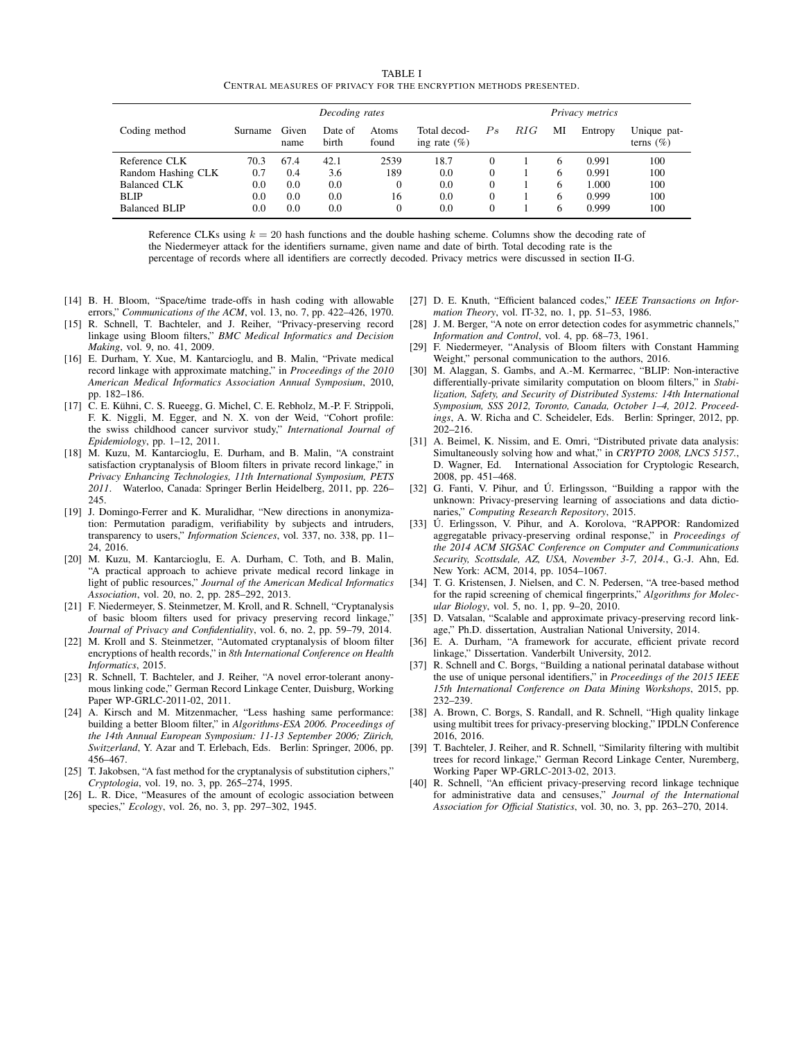TABLE I
CENTRAL MEASURES OF PRIVACY FOR THE ENCRYPTION METHODS PRESENTED.

| | *Decoding rates* | | | | | *Privacy metrics* | | | | |
|---|---|---|---|---|---|---|---|---|---|---|
| Coding method | Surname | Given name | Date of birth | Atoms found | Total decoding rate (%) | $Ps$ | $RIG$ | MI | Entropy | Unique patterns (%) |
| Reference CLK | 70.3 | 67.4 | 42.1 | 2539 | 18.7 | 0 | 1 | 6 | 0.991 | 100 |
| Random Hashing CLK | 0.7 | 0.4 | 3.6 | 189 | 0.0 | 0 | 1 | 6 | 0.991 | 100 |
| Balanced CLK | 0.0 | 0.0 | 0.0 | 0 | 0.0 | 0 | 1 | 6 | 1.000 | 100 |
| BLIP | 0.0 | 0.0 | 0.0 | 16 | 0.0 | 0 | 1 | 6 | 0.999 | 100 |
| Balanced BLIP | 0.0 | 0.0 | 0.0 | 0 | 0.0 | 0 | 1 | 6 | 0.999 | 100 |

Reference CLKs using $k = 20$ hash functions and the double hashing scheme. Columns show the decoding rate of the Niedermeyer attack for the identifiers surname, given name and date of birth. Total decoding rate is the percentage of records where all identifiers are correctly decoded. Privacy metrics were discussed in section II-G.

[14] B. H. Bloom, "Space/time trade-offs in hash coding with allowable errors," *Communications of the ACM*, vol. 13, no. 7, pp. 422–426, 1970.

[15] R. Schnell, T. Bachteler, and J. Reiher, "Privacy-preserving record linkage using Bloom filters," *BMC Medical Informatics and Decision Making*, vol. 9, no. 41, 2009.

[16] E. Durham, Y. Xue, M. Kantarcioglu, and B. Malin, "Private medical record linkage with approximate matching," in *Proceedings of the 2010 American Medical Informatics Association Annual Symposium*, 2010, pp. 182–186.

[17] C. E. Kühni, C. S. Rueegg, G. Michel, C. E. Rebholz, M.-P. F. Strippoli, F. K. Niggli, M. Egger, and N. X. von der Weid, "Cohort profile: the swiss childhood cancer survivor study," *International Journal of Epidemiology*, pp. 1–12, 2011.

[18] M. Kuzu, M. Kantarcioglu, E. Durham, and B. Malin, "A constraint satisfaction cryptanalysis of Bloom filters in private record linkage," in *Privacy Enhancing Technologies, 11th International Symposium, PETS 2011*. Waterloo, Canada: Springer Berlin Heidelberg, 2011, pp. 226–245.

[19] J. Domingo-Ferrer and K. Muralidhar, "New directions in anonymization: Permutation paradigm, verifiability by subjects and intruders, transparency to users," *Information Sciences*, vol. 337, no. 338, pp. 11–24, 2016.

[20] M. Kuzu, M. Kantarcioglu, E. A. Durham, C. Toth, and B. Malin, "A practical approach to achieve private medical record linkage in light of public resources," *Journal of the American Medical Informatics Association*, vol. 20, no. 2, pp. 285–292, 2013.

[21] F. Niedermeyer, S. Steinmetzer, M. Kroll, and R. Schnell, "Cryptanalysis of basic bloom filters used for privacy preserving record linkage," *Journal of Privacy and Confidentiality*, vol. 6, no. 2, pp. 59–79, 2014.

[22] M. Kroll and S. Steinmetzer, "Automated cryptanalysis of bloom filter encryptions of health records," in *8th International Conference on Health Informatics*, 2015.

[23] R. Schnell, T. Bachteler, and J. Reiher, "A novel error-tolerant anonymous linking code," German Record Linkage Center, Duisburg, Working Paper WP-GRLC-2011-02, 2011.

[24] A. Kirsch and M. Mitzenmacher, "Less hashing same performance: building a better Bloom filter," in *Algorithms-ESA 2006. Proceedings of the 14th Annual European Symposium: 11-13 September 2006; Zürich, Switzerland*, Y. Azar and T. Erlebach, Eds. Berlin: Springer, 2006, pp. 456–467.

[25] T. Jakobsen, "A fast method for the cryptanalysis of substitution ciphers," *Cryptologia*, vol. 19, no. 3, pp. 265–274, 1995.

[26] L. R. Dice, "Measures of the amount of ecologic association between species," *Ecology*, vol. 26, no. 3, pp. 297–302, 1945.

[27] D. E. Knuth, "Efficient balanced codes," *IEEE Transactions on Information Theory*, vol. IT-32, no. 1, pp. 51–53, 1986.

[28] J. M. Berger, "A note on error detection codes for asymmetric channels," *Information and Control*, vol. 4, pp. 68–73, 1961.

[29] F. Niedermeyer, "Analysis of Bloom filters with Constant Hamming Weight," personal communication to the authors, 2016.

[30] M. Alaggan, S. Gambs, and A.-M. Kermarrec, "BLIP: Non-interactive differentially-private similarity computation on bloom filters," in *Stabilization, Safety, and Security of Distributed Systems: 14th International Symposium, SSS 2012, Toronto, Canada, October 1–4, 2012. Proceedings*, A. W. Richa and C. Scheideler, Eds. Berlin: Springer, 2012, pp. 202–216.

[31] A. Beimel, K. Nissim, and E. Omri, "Distributed private data analysis: Simultaneously solving how and what," in *CRYPTO 2008, LNCS 5157.*, D. Wagner, Ed. International Association for Cryptologic Research, 2008, pp. 451–468.

[32] G. Fanti, V. Pihur, and Ú. Erlingsson, "Building a rappor with the unknown: Privacy-preserving learning of associations and data dictionaries," *Computing Research Repository*, 2015.

[33] Ú. Erlingsson, V. Pihur, and A. Korolova, "RAPPOR: Randomized aggregatable privacy-preserving ordinal response," in *Proceedings of the 2014 ACM SIGSAC Conference on Computer and Communications Security, Scottsdale, AZ, USA, November 3-7, 2014.*, G.-J. Ahn, Ed. New York: ACM, 2014, pp. 1054–1067.

[34] T. G. Kristensen, J. Nielsen, and C. N. Pedersen, "A tree-based method for the rapid screening of chemical fingerprints," *Algorithms for Molecular Biology*, vol. 5, no. 1, pp. 9–20, 2010.

[35] D. Vatsalan, "Scalable and approximate privacy-preserving record linkage," Ph.D. dissertation, Australian National University, 2014.

[36] E. A. Durham, "A framework for accurate, efficient private record linkage," Dissertation. Vanderbilt University, 2012.

[37] R. Schnell and C. Borgs, "Building a national perinatal database without the use of unique personal identifiers," in *Proceedings of the 2015 IEEE 15th International Conference on Data Mining Workshops*, 2015, pp. 232–239.

[38] A. Brown, C. Borgs, S. Randall, and R. Schnell, "High quality linkage using multibit trees for privacy-preserving blocking," IPDLN Conference 2016, 2016.

[39] T. Bachteler, J. Reiher, and R. Schnell, "Similarity filtering with multibit trees for record linkage," German Record Linkage Center, Nuremberg, Working Paper WP-GRLC-2013-02, 2013.

[40] R. Schnell, "An efficient privacy-preserving record linkage technique for administrative data and censuses," *Journal of the International Association for Official Statistics*, vol. 30, no. 3, pp. 263–270, 2014.